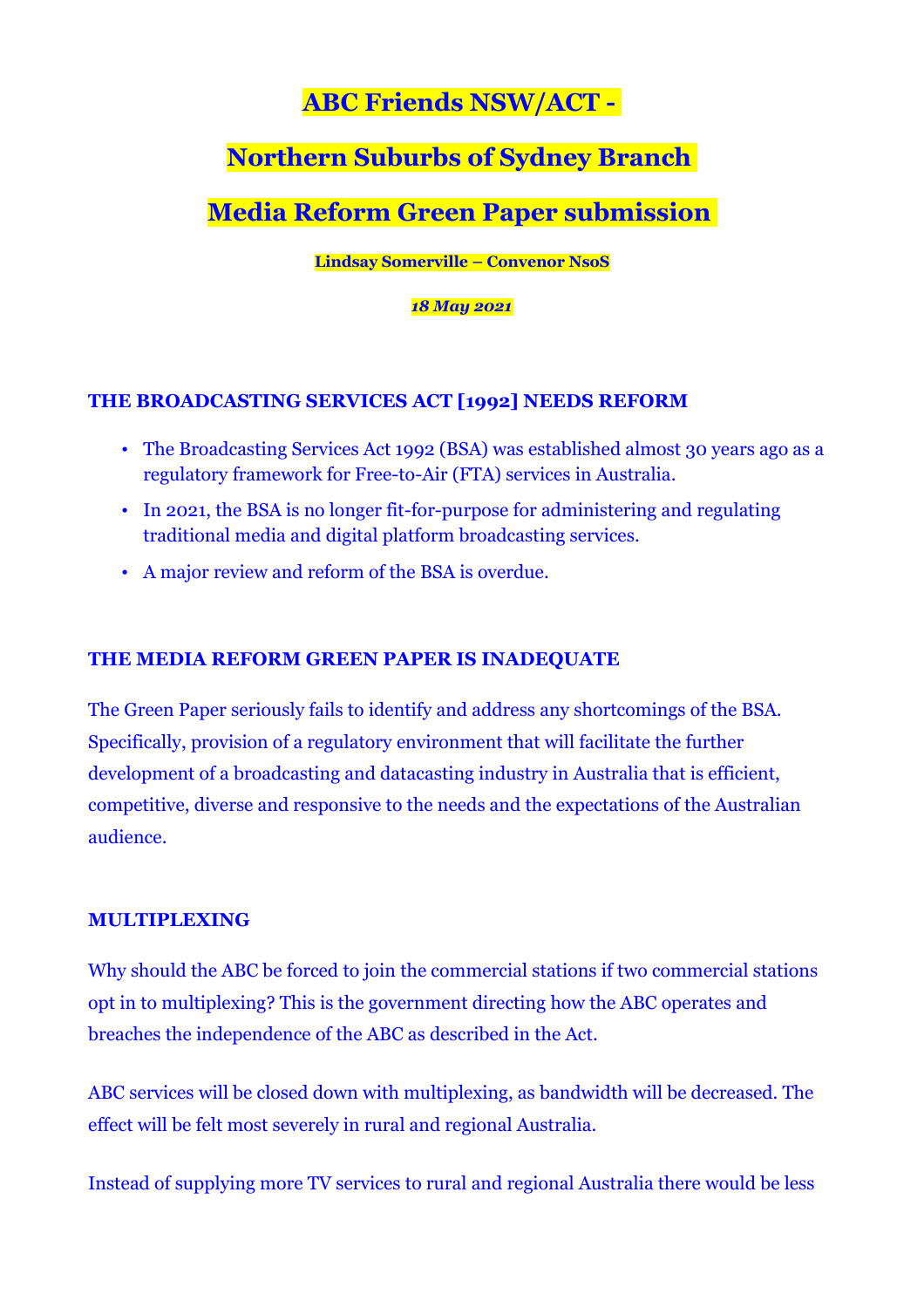# ABC Friends NSW/ACT -

# Northern Suburbs of Sydney Branch

# Media Reform Green Paper submission

**Lindsay Somerville – Convenor NsoS**

***18 May 2021***

## THE BROADCASTING SERVICES ACT [1992] NEEDS REFORM

- The Broadcasting Services Act 1992 (BSA) was established almost 30 years ago as a regulatory framework for Free-to-Air (FTA) services in Australia.
- In 2021, the BSA is no longer fit-for-purpose for administering and regulating traditional media and digital platform broadcasting services.
- A major review and reform of the BSA is overdue.

## THE MEDIA REFORM GREEN PAPER IS INADEQUATE

The Green Paper seriously fails to identify and address any shortcomings of the BSA. Specifically, provision of a regulatory environment that will facilitate the further development of a broadcasting and datacasting industry in Australia that is efficient, competitive, diverse and responsive to the needs and the expectations of the Australian audience.

## MULTIPLEXING

Why should the ABC be forced to join the commercial stations if two commercial stations opt in to multiplexing? This is the government directing how the ABC operates and breaches the independence of the ABC as described in the Act.

ABC services will be closed down with multiplexing, as bandwidth will be decreased. The effect will be felt most severely in rural and regional Australia.

Instead of supplying more TV services to rural and regional Australia there would be less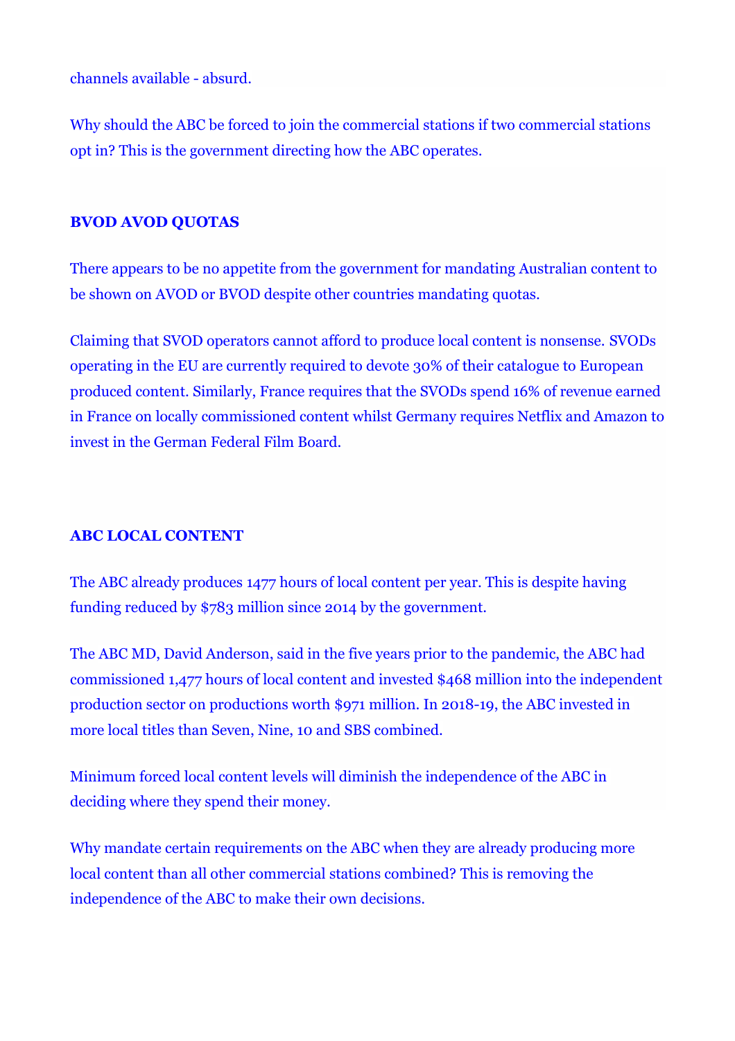channels available - absurd.

Why should the ABC be forced to join the commercial stations if two commercial stations opt in? This is the government directing how the ABC operates.

## BVOD AVOD QUOTAS

There appears to be no appetite from the government for mandating Australian content to be shown on AVOD or BVOD despite other countries mandating quotas.

Claiming that SVOD operators cannot afford to produce local content is nonsense. SVODs operating in the EU are currently required to devote 30% of their catalogue to European produced content. Similarly, France requires that the SVODs spend 16% of revenue earned in France on locally commissioned content whilst Germany requires Netflix and Amazon to invest in the German Federal Film Board.

## ABC LOCAL CONTENT

The ABC already produces 1477 hours of local content per year. This is despite having funding reduced by $783 million since 2014 by the government.

The ABC MD, David Anderson, said in the five years prior to the pandemic, the ABC had commissioned 1,477 hours of local content and invested $468 million into the independent production sector on productions worth $971 million. In 2018-19, the ABC invested in more local titles than Seven, Nine, 10 and SBS combined.

Minimum forced local content levels will diminish the independence of the ABC in deciding where they spend their money.

Why mandate certain requirements on the ABC when they are already producing more local content than all other commercial stations combined? This is removing the independence of the ABC to make their own decisions.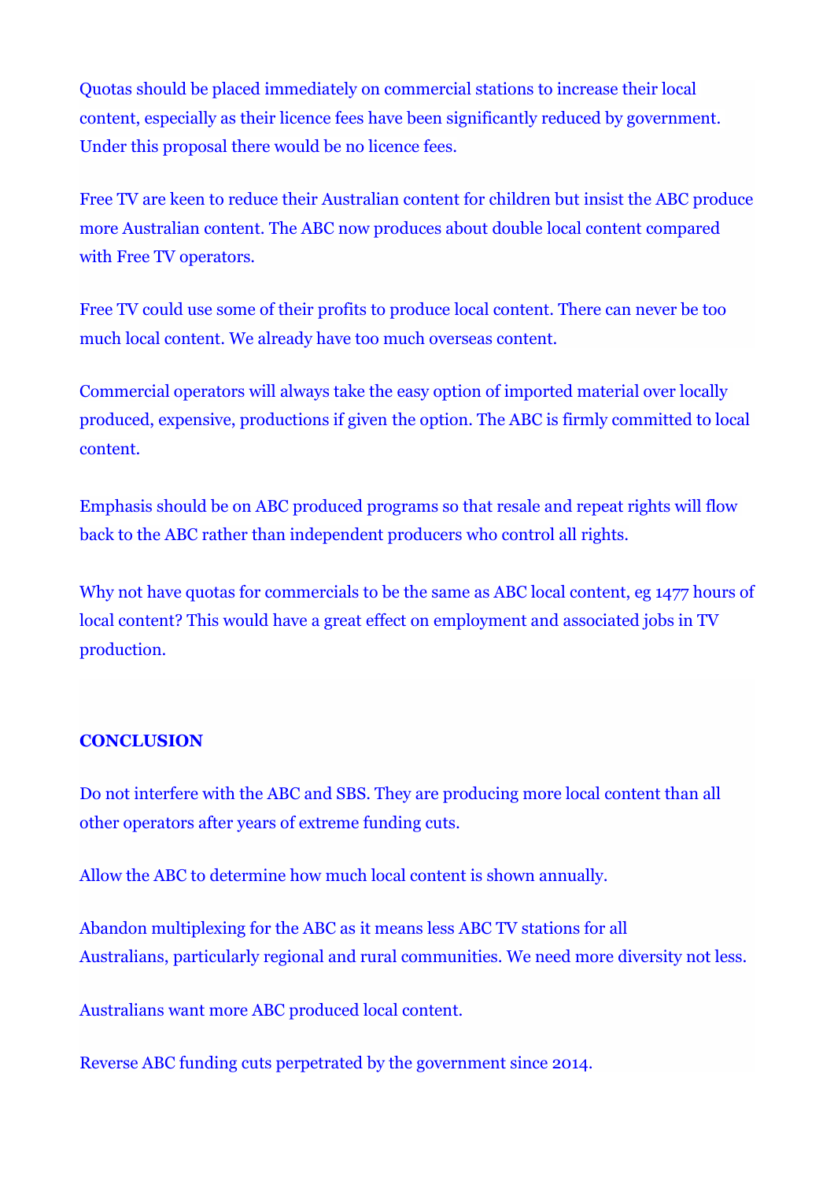Quotas should be placed immediately on commercial stations to increase their local content, especially as their licence fees have been significantly reduced by government. Under this proposal there would be no licence fees.

Free TV are keen to reduce their Australian content for children but insist the ABC produce more Australian content. The ABC now produces about double local content compared with Free TV operators.

Free TV could use some of their profits to produce local content. There can never be too much local content. We already have too much overseas content.

Commercial operators will always take the easy option of imported material over locally produced, expensive, productions if given the option. The ABC is firmly committed to local content.

Emphasis should be on ABC produced programs so that resale and repeat rights will flow back to the ABC rather than independent producers who control all rights.

Why not have quotas for commercials to be the same as ABC local content, eg 1477 hours of local content? This would have a great effect on employment and associated jobs in TV production.

**CONCLUSION**

Do not interfere with the ABC and SBS. They are producing more local content than all other operators after years of extreme funding cuts.

Allow the ABC to determine how much local content is shown annually.

Abandon multiplexing for the ABC as it means less ABC TV stations for all Australians, particularly regional and rural communities. We need more diversity not less.

Australians want more ABC produced local content.

Reverse ABC funding cuts perpetrated by the government since 2014.